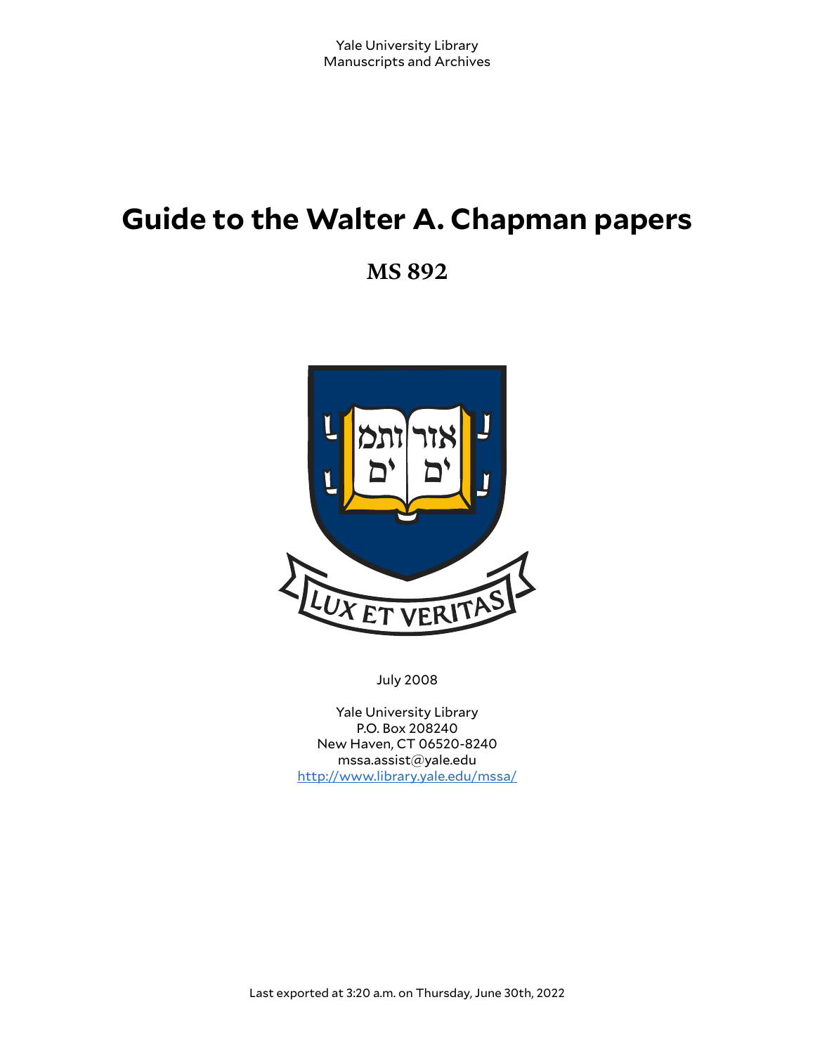Yale University Library
Manuscripts and Archives

# Guide to the Walter A. Chapman papers

## MS 892

July 2008

Yale University Library
P.O. Box 208240
New Haven, CT 06520-8240
mssa.assist@yale.edu
http://www.library.yale.edu/mssa/

Last exported at 3:20 a.m. on Thursday, June 30th, 2022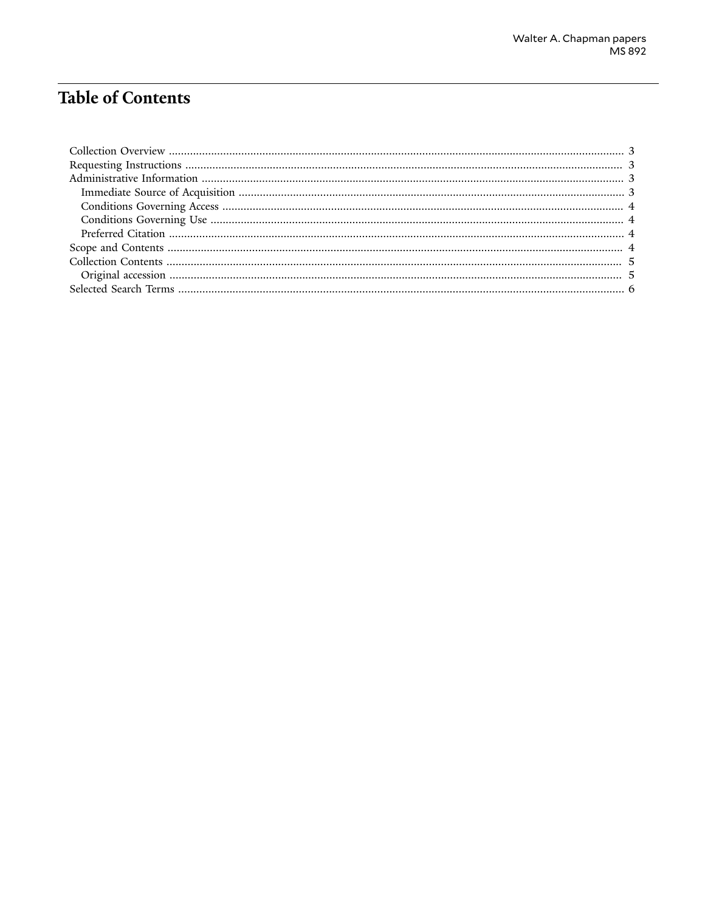# Table of Contents

- Collection Overview ........................................ 3
- Requesting Instructions ........................................ 3
- Administrative Information ........................................ 3
  - Immediate Source of Acquisition ........................................ 3
  - Conditions Governing Access ........................................ 4
  - Conditions Governing Use ........................................ 4
  - Preferred Citation ........................................ 4
- Scope and Contents ........................................ 4
- Collection Contents ........................................ 5
  - Original accession ........................................ 5
- Selected Search Terms ........................................ 6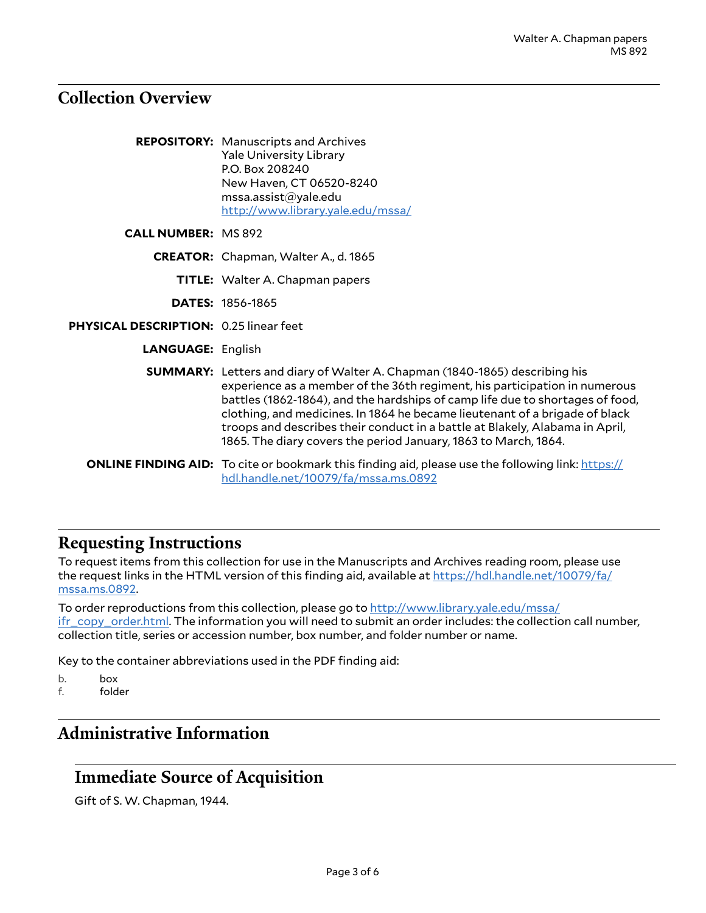## Collection Overview

| | |
|---|---|
| **REPOSITORY:** | Manuscripts and Archives<br>Yale University Library<br>P.O. Box 208240<br>New Haven, CT 06520-8240<br>mssa.assist@yale.edu<br>http://www.library.yale.edu/mssa/ |
| **CALL NUMBER:** | MS 892 |
| **CREATOR:** | Chapman, Walter A., d. 1865 |
| **TITLE:** | Walter A. Chapman papers |
| **DATES:** | 1856-1865 |
| **PHYSICAL DESCRIPTION:** | 0.25 linear feet |
| **LANGUAGE:** | English |
| **SUMMARY:** | Letters and diary of Walter A. Chapman (1840-1865) describing his experience as a member of the 36th regiment, his participation in numerous battles (1862-1864), and the hardships of camp life due to shortages of food, clothing, and medicines. In 1864 he became lieutenant of a brigade of black troops and describes their conduct in a battle at Blakely, Alabama in April, 1865. The diary covers the period January, 1863 to March, 1864. |
| **ONLINE FINDING AID:** | To cite or bookmark this finding aid, please use the following link: https://hdl.handle.net/10079/fa/mssa.ms.0892 |

## Requesting Instructions

To request items from this collection for use in the Manuscripts and Archives reading room, please use the request links in the HTML version of this finding aid, available at https://hdl.handle.net/10079/fa/mssa.ms.0892.

To order reproductions from this collection, please go to http://www.library.yale.edu/mssa/ifr_copy_order.html. The information you will need to submit an order includes: the collection call number, collection title, series or accession number, box number, and folder number or name.

Key to the container abbreviations used in the PDF finding aid:

b. box
f. folder

## Administrative Information

### Immediate Source of Acquisition

Gift of S. W. Chapman, 1944.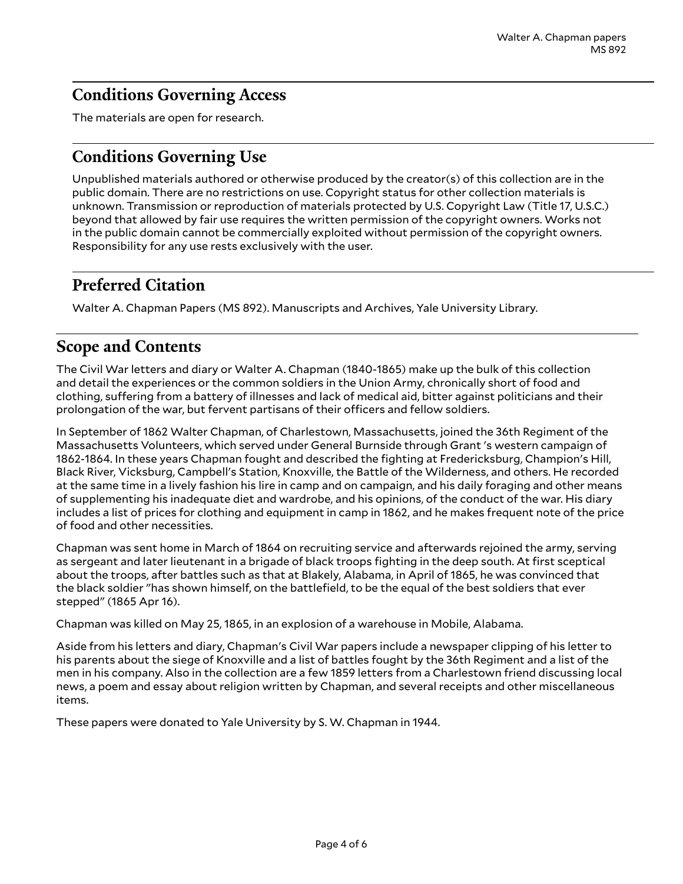## Conditions Governing Access

The materials are open for research.

## Conditions Governing Use

Unpublished materials authored or otherwise produced by the creator(s) of this collection are in the public domain. There are no restrictions on use. Copyright status for other collection materials is unknown. Transmission or reproduction of materials protected by U.S. Copyright Law (Title 17, U.S.C.) beyond that allowed by fair use requires the written permission of the copyright owners. Works not in the public domain cannot be commercially exploited without permission of the copyright owners. Responsibility for any use rests exclusively with the user.

## Preferred Citation

Walter A. Chapman Papers (MS 892). Manuscripts and Archives, Yale University Library.

## Scope and Contents

The Civil War letters and diary or Walter A. Chapman (1840-1865) make up the bulk of this collection and detail the experiences or the common soldiers in the Union Army, chronically short of food and clothing, suffering from a battery of illnesses and lack of medical aid, bitter against politicians and their prolongation of the war, but fervent partisans of their officers and fellow soldiers.

In September of 1862 Walter Chapman, of Charlestown, Massachusetts, joined the 36th Regiment of the Massachusetts Volunteers, which served under General Burnside through Grant 's western campaign of 1862-1864. In these years Chapman fought and described the fighting at Fredericksburg, Champion's Hill, Black River, Vicksburg, Campbell's Station, Knoxville, the Battle of the Wilderness, and others. He recorded at the same time in a lively fashion his lire in camp and on campaign, and his daily foraging and other means of supplementing his inadequate diet and wardrobe, and his opinions, of the conduct of the war. His diary includes a list of prices for clothing and equipment in camp in 1862, and he makes frequent note of the price of food and other necessities.

Chapman was sent home in March of 1864 on recruiting service and afterwards rejoined the army, serving as sergeant and later lieutenant in a brigade of black troops fighting in the deep south. At first sceptical about the troops, after battles such as that at Blakely, Alabama, in April of 1865, he was convinced that the black soldier "has shown himself, on the battlefield, to be the equal of the best soldiers that ever stepped" (1865 Apr 16).

Chapman was killed on May 25, 1865, in an explosion of a warehouse in Mobile, Alabama.

Aside from his letters and diary, Chapman's Civil War papers include a newspaper clipping of his letter to his parents about the siege of Knoxville and a list of battles fought by the 36th Regiment and a list of the men in his company. Also in the collection are a few 1859 letters from a Charlestown friend discussing local news, a poem and essay about religion written by Chapman, and several receipts and other miscellaneous items.

These papers were donated to Yale University by S. W. Chapman in 1944.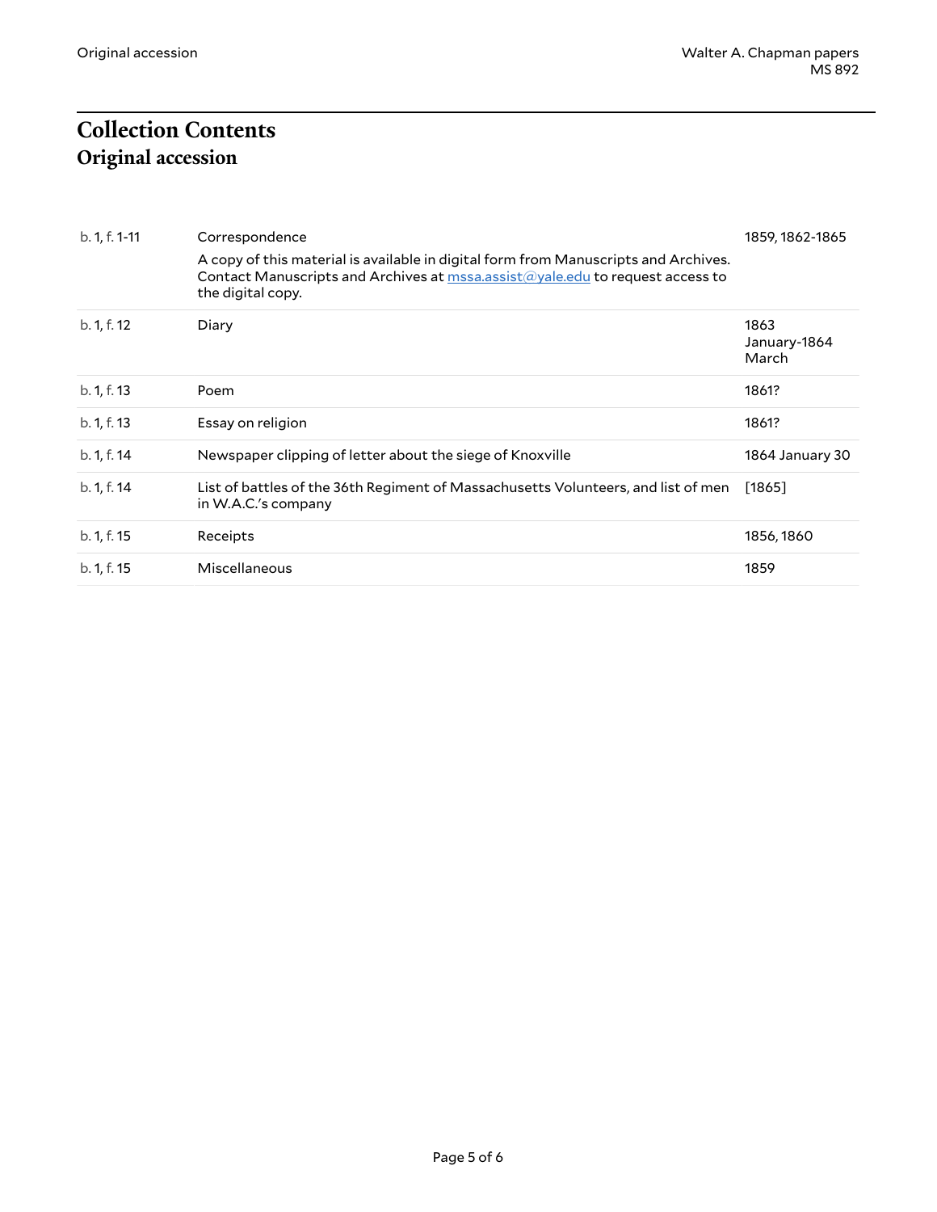# Collection Contents

## Original accession

| | | |
|---|---|---|
| b. 1, f. 1-11 | Correspondence<br>A copy of this material is available in digital form from Manuscripts and Archives. Contact Manuscripts and Archives at mssa.assist@yale.edu to request access to the digital copy. | 1859, 1862-1865 |
| b. 1, f. 12 | Diary | 1863 January-1864 March |
| b. 1, f. 13 | Poem | 1861? |
| b. 1, f. 13 | Essay on religion | 1861? |
| b. 1, f. 14 | Newspaper clipping of letter about the siege of Knoxville | 1864 January 30 |
| b. 1, f. 14 | List of battles of the 36th Regiment of Massachusetts Volunteers, and list of men in W.A.C.'s company | [1865] |
| b. 1, f. 15 | Receipts | 1856, 1860 |
| b. 1, f. 15 | Miscellaneous | 1859 |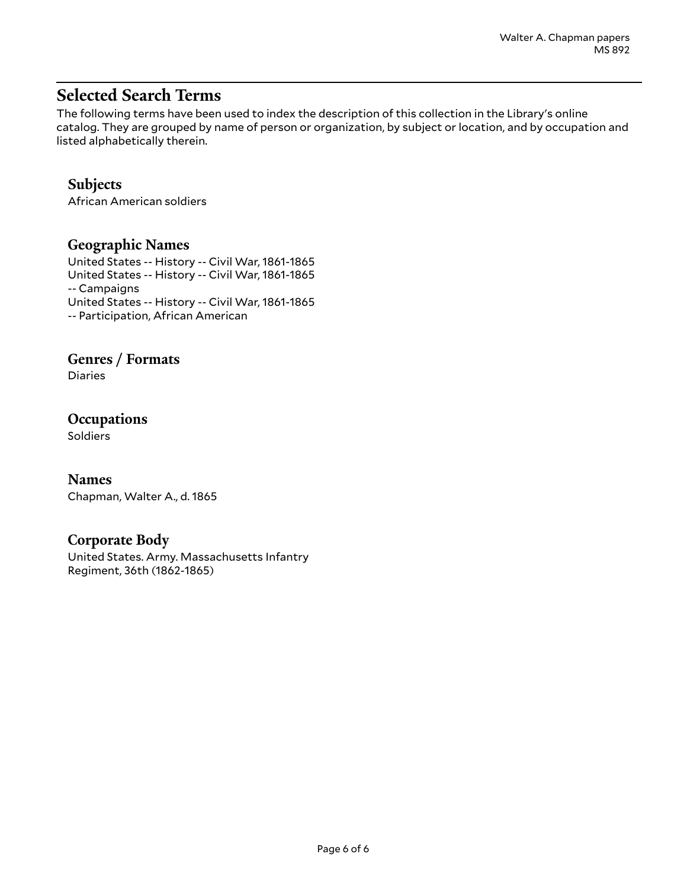## Selected Search Terms

The following terms have been used to index the description of this collection in the Library's online catalog. They are grouped by name of person or organization, by subject or location, and by occupation and listed alphabetically therein.

### Subjects

African American soldiers

### Geographic Names

United States -- History -- Civil War, 1861-1865
United States -- History -- Civil War, 1861-1865 -- Campaigns
United States -- History -- Civil War, 1861-1865 -- Participation, African American

### Genres / Formats

Diaries

### Occupations

Soldiers

### Names

Chapman, Walter A., d. 1865

### Corporate Body

United States. Army. Massachusetts Infantry Regiment, 36th (1862-1865)